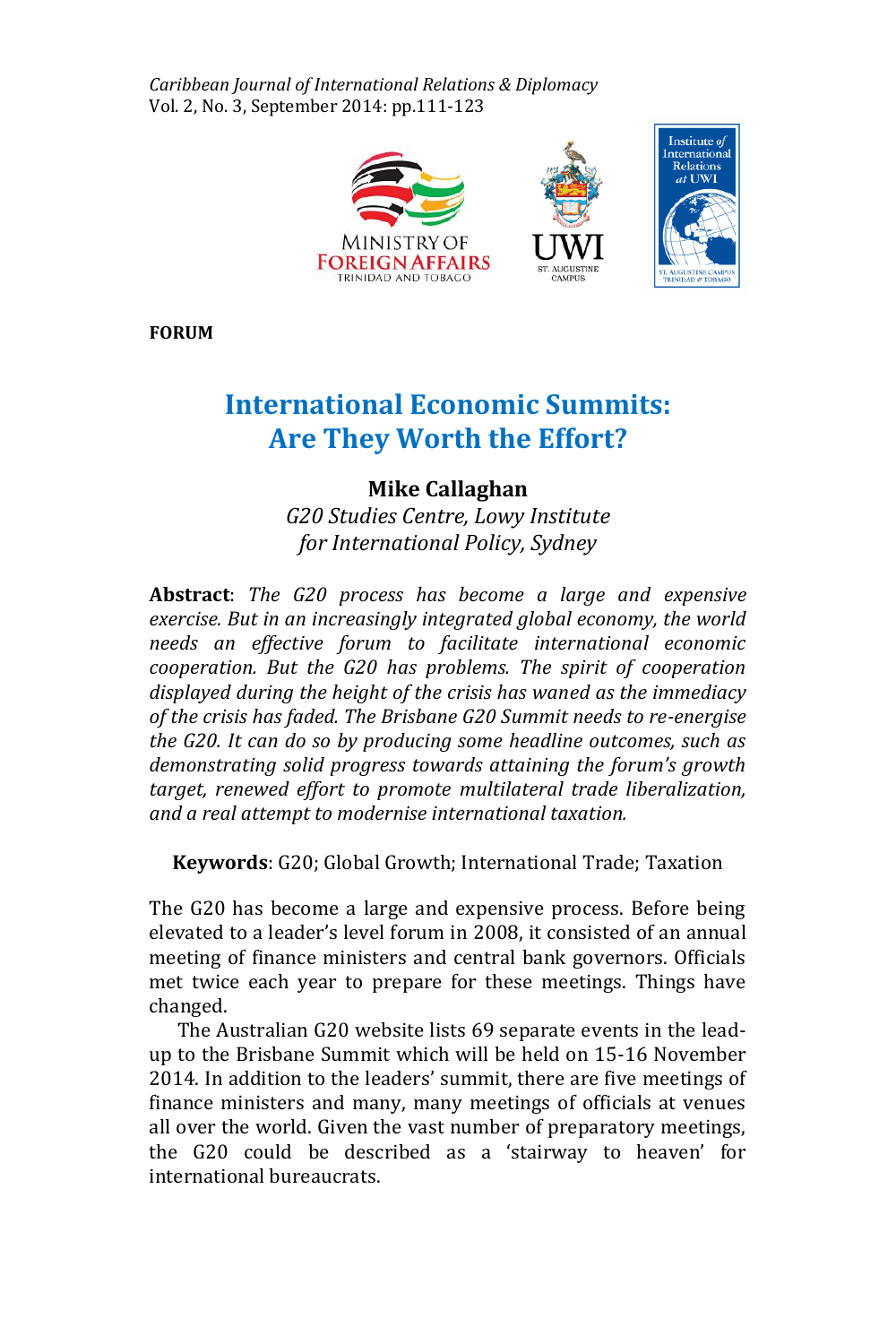**FORUM**

# International Economic Summits: Are They Worth the Effort?

**Mike Callaghan**

*G20 Studies Centre, Lowy Institute for International Policy, Sydney*

**Abstract**: *The G20 process has become a large and expensive exercise. But in an increasingly integrated global economy, the world needs an effective forum to facilitate international economic cooperation. But the G20 has problems. The spirit of cooperation displayed during the height of the crisis has waned as the immediacy of the crisis has faded. The Brisbane G20 Summit needs to re-energise the G20. It can do so by producing some headline outcomes, such as demonstrating solid progress towards attaining the forum's growth target, renewed effort to promote multilateral trade liberalization, and a real attempt to modernise international taxation.*

**Keywords**: G20; Global Growth; International Trade; Taxation

The G20 has become a large and expensive process. Before being elevated to a leader's level forum in 2008, it consisted of an annual meeting of finance ministers and central bank governors. Officials met twice each year to prepare for these meetings. Things have changed.

The Australian G20 website lists 69 separate events in the lead-up to the Brisbane Summit which will be held on 15-16 November 2014. In addition to the leaders' summit, there are five meetings of finance ministers and many, many meetings of officials at venues all over the world. Given the vast number of preparatory meetings, the G20 could be described as a 'stairway to heaven' for international bureaucrats.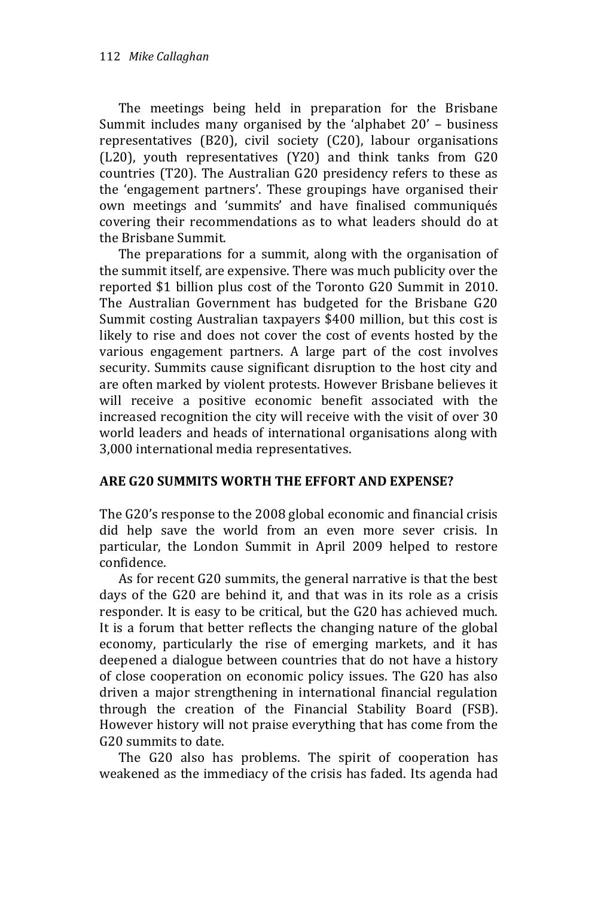The meetings being held in preparation for the Brisbane Summit includes many organised by the 'alphabet 20' – business representatives (B20), civil society (C20), labour organisations (L20), youth representatives (Y20) and think tanks from G20 countries (T20). The Australian G20 presidency refers to these as the 'engagement partners'. These groupings have organised their own meetings and 'summits' and have finalised communiqués covering their recommendations as to what leaders should do at the Brisbane Summit.

The preparations for a summit, along with the organisation of the summit itself, are expensive. There was much publicity over the reported $1 billion plus cost of the Toronto G20 Summit in 2010. The Australian Government has budgeted for the Brisbane G20 Summit costing Australian taxpayers $400 million, but this cost is likely to rise and does not cover the cost of events hosted by the various engagement partners. A large part of the cost involves security. Summits cause significant disruption to the host city and are often marked by violent protests. However Brisbane believes it will receive a positive economic benefit associated with the increased recognition the city will receive with the visit of over 30 world leaders and heads of international organisations along with 3,000 international media representatives.

## ARE G20 SUMMITS WORTH THE EFFORT AND EXPENSE?

The G20's response to the 2008 global economic and financial crisis did help save the world from an even more sever crisis. In particular, the London Summit in April 2009 helped to restore confidence.

As for recent G20 summits, the general narrative is that the best days of the G20 are behind it, and that was in its role as a crisis responder. It is easy to be critical, but the G20 has achieved much. It is a forum that better reflects the changing nature of the global economy, particularly the rise of emerging markets, and it has deepened a dialogue between countries that do not have a history of close cooperation on economic policy issues. The G20 has also driven a major strengthening in international financial regulation through the creation of the Financial Stability Board (FSB). However history will not praise everything that has come from the G20 summits to date.

The G20 also has problems. The spirit of cooperation has weakened as the immediacy of the crisis has faded. Its agenda had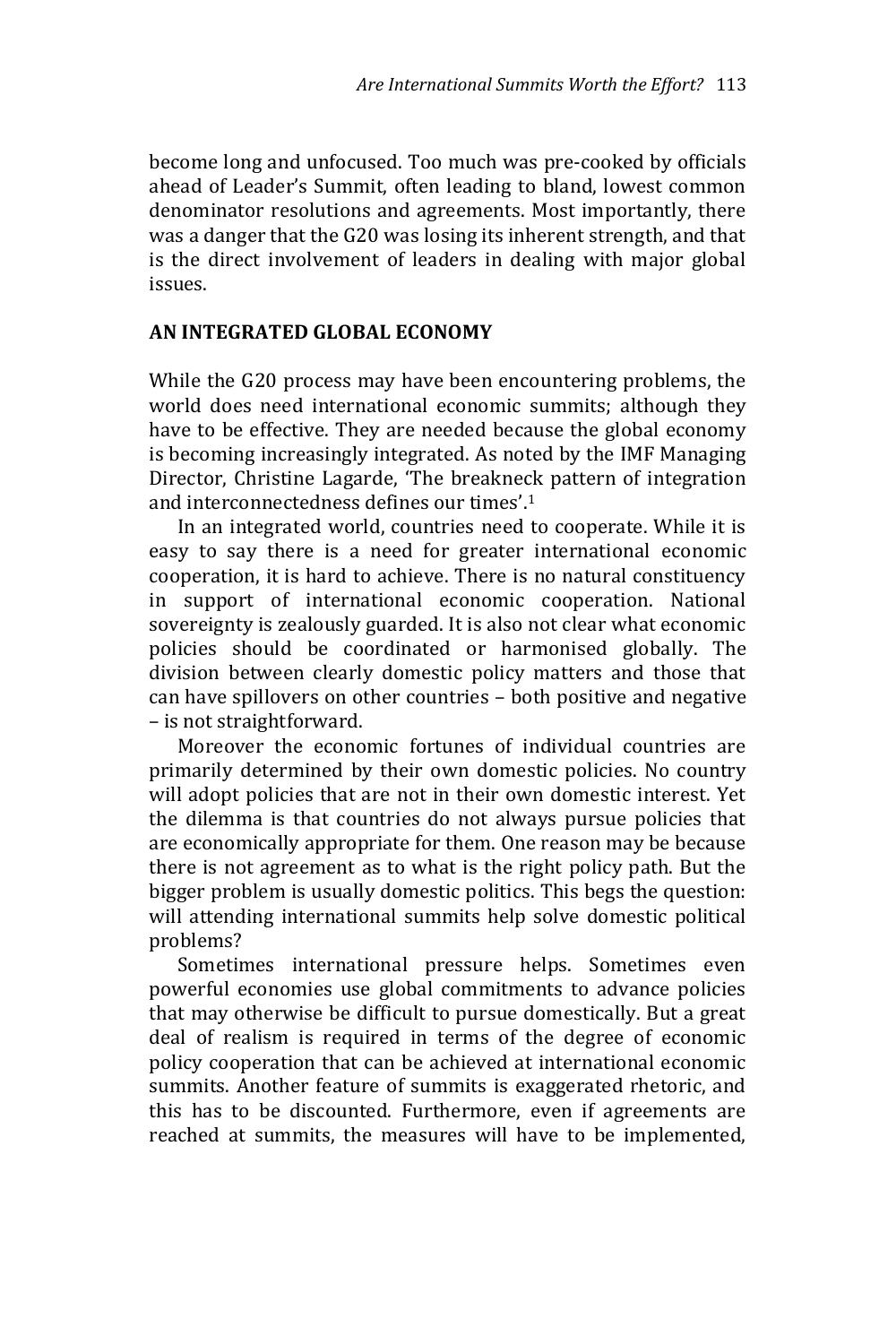become long and unfocused. Too much was pre-cooked by officials ahead of Leader's Summit, often leading to bland, lowest common denominator resolutions and agreements. Most importantly, there was a danger that the G20 was losing its inherent strength, and that is the direct involvement of leaders in dealing with major global issues.

## AN INTEGRATED GLOBAL ECONOMY

While the G20 process may have been encountering problems, the world does need international economic summits; although they have to be effective. They are needed because the global economy is becoming increasingly integrated. As noted by the IMF Managing Director, Christine Lagarde, 'The breakneck pattern of integration and interconnectedness defines our times'.[1]

In an integrated world, countries need to cooperate. While it is easy to say there is a need for greater international economic cooperation, it is hard to achieve. There is no natural constituency in support of international economic cooperation. National sovereignty is zealously guarded. It is also not clear what economic policies should be coordinated or harmonised globally. The division between clearly domestic policy matters and those that can have spillovers on other countries – both positive and negative – is not straightforward.

Moreover the economic fortunes of individual countries are primarily determined by their own domestic policies. No country will adopt policies that are not in their own domestic interest. Yet the dilemma is that countries do not always pursue policies that are economically appropriate for them. One reason may be because there is not agreement as to what is the right policy path. But the bigger problem is usually domestic politics. This begs the question: will attending international summits help solve domestic political problems?

Sometimes international pressure helps. Sometimes even powerful economies use global commitments to advance policies that may otherwise be difficult to pursue domestically. But a great deal of realism is required in terms of the degree of economic policy cooperation that can be achieved at international economic summits. Another feature of summits is exaggerated rhetoric, and this has to be discounted. Furthermore, even if agreements are reached at summits, the measures will have to be implemented,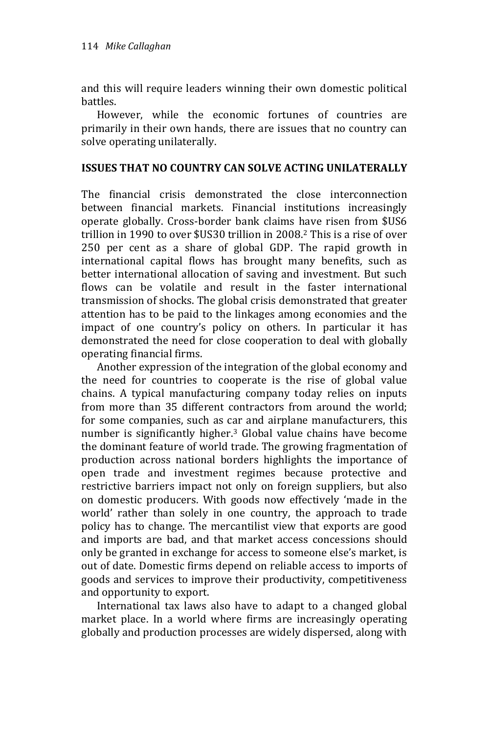and this will require leaders winning their own domestic political battles.

However, while the economic fortunes of countries are primarily in their own hands, there are issues that no country can solve operating unilaterally.

## ISSUES THAT NO COUNTRY CAN SOLVE ACTING UNILATERALLY

The financial crisis demonstrated the close interconnection between financial markets. Financial institutions increasingly operate globally. Cross-border bank claims have risen from $US6 trillion in 1990 to over $US30 trillion in 2008.[2] This is a rise of over 250 per cent as a share of global GDP. The rapid growth in international capital flows has brought many benefits, such as better international allocation of saving and investment. But such flows can be volatile and result in the faster international transmission of shocks. The global crisis demonstrated that greater attention has to be paid to the linkages among economies and the impact of one country's policy on others. In particular it has demonstrated the need for close cooperation to deal with globally operating financial firms.

Another expression of the integration of the global economy and the need for countries to cooperate is the rise of global value chains. A typical manufacturing company today relies on inputs from more than 35 different contractors from around the world; for some companies, such as car and airplane manufacturers, this number is significantly higher.[3] Global value chains have become the dominant feature of world trade. The growing fragmentation of production across national borders highlights the importance of open trade and investment regimes because protective and restrictive barriers impact not only on foreign suppliers, but also on domestic producers. With goods now effectively 'made in the world' rather than solely in one country, the approach to trade policy has to change. The mercantilist view that exports are good and imports are bad, and that market access concessions should only be granted in exchange for access to someone else's market, is out of date. Domestic firms depend on reliable access to imports of goods and services to improve their productivity, competitiveness and opportunity to export.

International tax laws also have to adapt to a changed global market place. In a world where firms are increasingly operating globally and production processes are widely dispersed, along with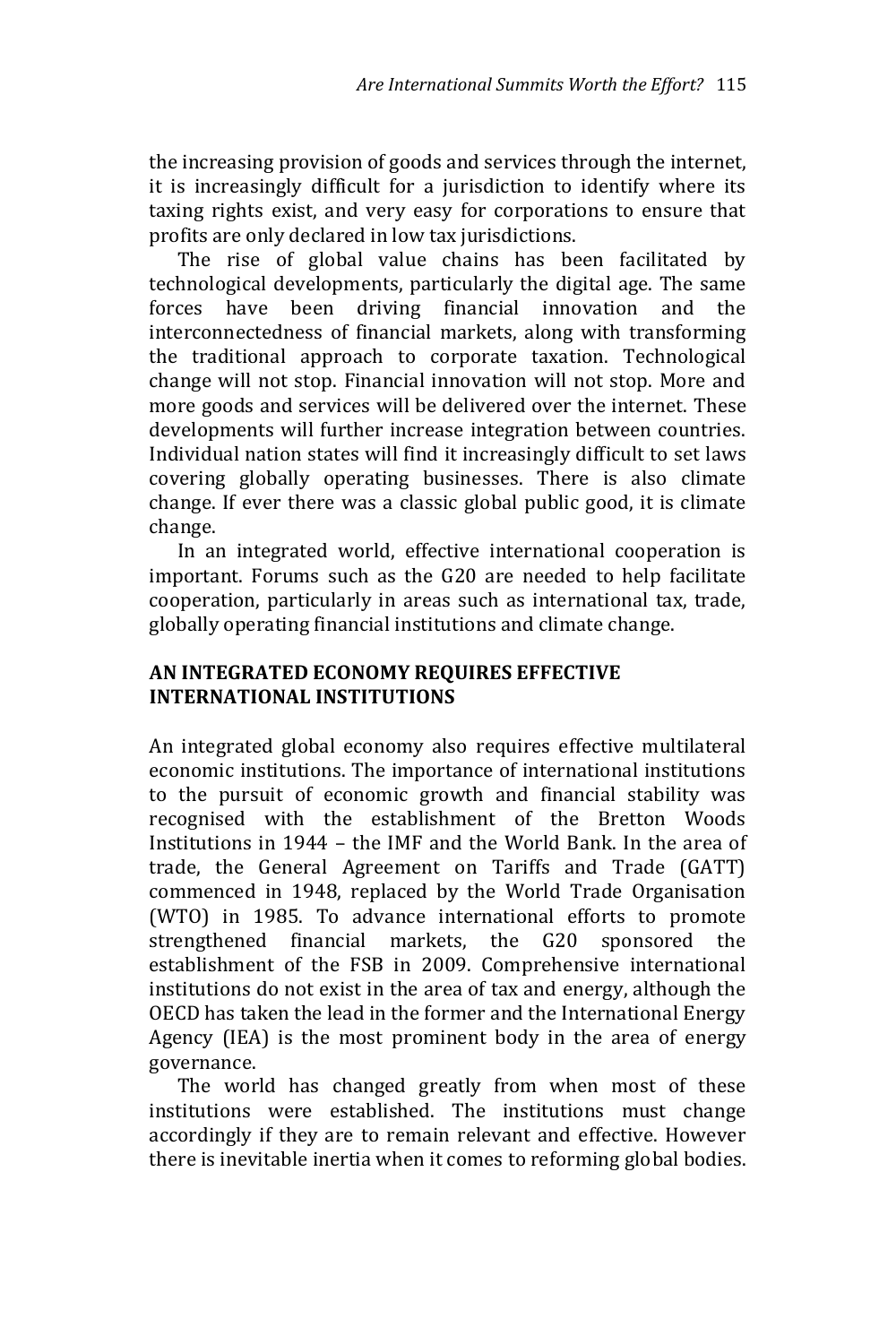the increasing provision of goods and services through the internet, it is increasingly difficult for a jurisdiction to identify where its taxing rights exist, and very easy for corporations to ensure that profits are only declared in low tax jurisdictions.

The rise of global value chains has been facilitated by technological developments, particularly the digital age. The same forces have been driving financial innovation and the interconnectedness of financial markets, along with transforming the traditional approach to corporate taxation. Technological change will not stop. Financial innovation will not stop. More and more goods and services will be delivered over the internet. These developments will further increase integration between countries. Individual nation states will find it increasingly difficult to set laws covering globally operating businesses. There is also climate change. If ever there was a classic global public good, it is climate change.

In an integrated world, effective international cooperation is important. Forums such as the G20 are needed to help facilitate cooperation, particularly in areas such as international tax, trade, globally operating financial institutions and climate change.

## AN INTEGRATED ECONOMY REQUIRES EFFECTIVE INTERNATIONAL INSTITUTIONS

An integrated global economy also requires effective multilateral economic institutions. The importance of international institutions to the pursuit of economic growth and financial stability was recognised with the establishment of the Bretton Woods Institutions in 1944 – the IMF and the World Bank. In the area of trade, the General Agreement on Tariffs and Trade (GATT) commenced in 1948, replaced by the World Trade Organisation (WTO) in 1985. To advance international efforts to promote strengthened financial markets, the G20 sponsored the establishment of the FSB in 2009. Comprehensive international institutions do not exist in the area of tax and energy, although the OECD has taken the lead in the former and the International Energy Agency (IEA) is the most prominent body in the area of energy governance.

The world has changed greatly from when most of these institutions were established. The institutions must change accordingly if they are to remain relevant and effective. However there is inevitable inertia when it comes to reforming global bodies.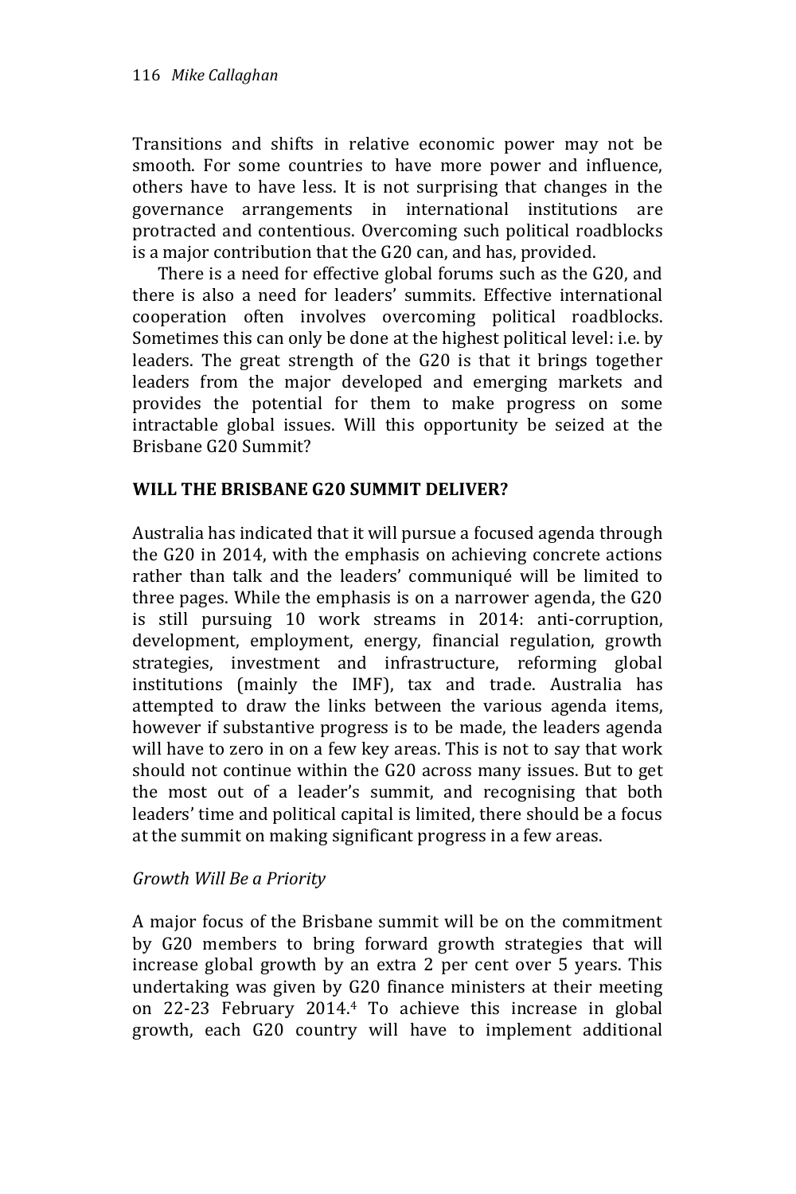Transitions and shifts in relative economic power may not be smooth. For some countries to have more power and influence, others have to have less. It is not surprising that changes in the governance arrangements in international institutions are protracted and contentious. Overcoming such political roadblocks is a major contribution that the G20 can, and has, provided.

There is a need for effective global forums such as the G20, and there is also a need for leaders' summits. Effective international cooperation often involves overcoming political roadblocks. Sometimes this can only be done at the highest political level: i.e. by leaders. The great strength of the G20 is that it brings together leaders from the major developed and emerging markets and provides the potential for them to make progress on some intractable global issues. Will this opportunity be seized at the Brisbane G20 Summit?

## WILL THE BRISBANE G20 SUMMIT DELIVER?

Australia has indicated that it will pursue a focused agenda through the G20 in 2014, with the emphasis on achieving concrete actions rather than talk and the leaders' communiqué will be limited to three pages. While the emphasis is on a narrower agenda, the G20 is still pursuing 10 work streams in 2014: anti-corruption, development, employment, energy, financial regulation, growth strategies, investment and infrastructure, reforming global institutions (mainly the IMF), tax and trade. Australia has attempted to draw the links between the various agenda items, however if substantive progress is to be made, the leaders agenda will have to zero in on a few key areas. This is not to say that work should not continue within the G20 across many issues. But to get the most out of a leader's summit, and recognising that both leaders' time and political capital is limited, there should be a focus at the summit on making significant progress in a few areas.

### *Growth Will Be a Priority*

A major focus of the Brisbane summit will be on the commitment by G20 members to bring forward growth strategies that will increase global growth by an extra 2 per cent over 5 years. This undertaking was given by G20 finance ministers at their meeting on 22-23 February 2014.[4] To achieve this increase in global growth, each G20 country will have to implement additional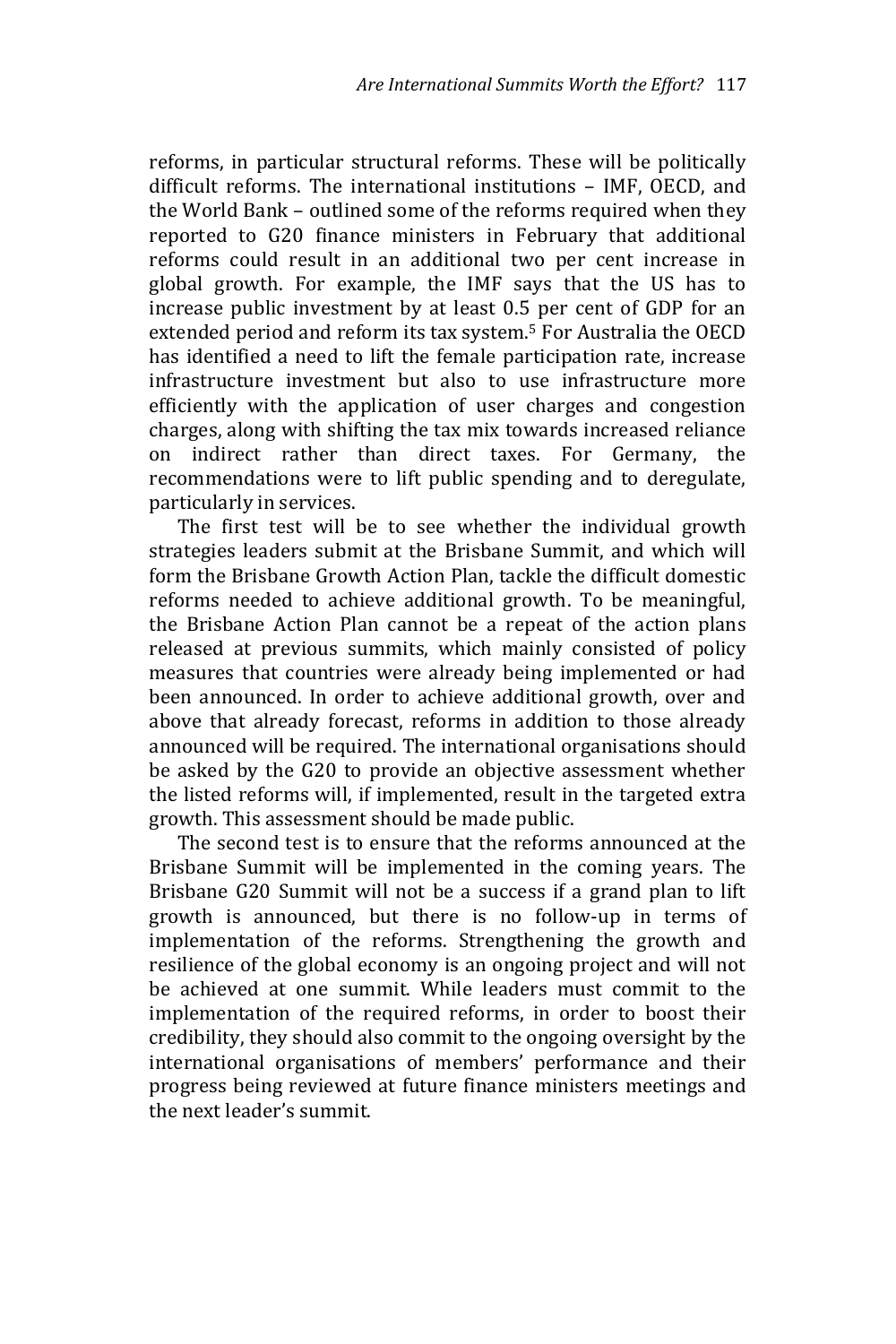reforms, in particular structural reforms. These will be politically difficult reforms. The international institutions – IMF, OECD, and the World Bank – outlined some of the reforms required when they reported to G20 finance ministers in February that additional reforms could result in an additional two per cent increase in global growth. For example, the IMF says that the US has to increase public investment by at least 0.5 per cent of GDP for an extended period and reform its tax system.[5] For Australia the OECD has identified a need to lift the female participation rate, increase infrastructure investment but also to use infrastructure more efficiently with the application of user charges and congestion charges, along with shifting the tax mix towards increased reliance on indirect rather than direct taxes. For Germany, the recommendations were to lift public spending and to deregulate, particularly in services.

The first test will be to see whether the individual growth strategies leaders submit at the Brisbane Summit, and which will form the Brisbane Growth Action Plan, tackle the difficult domestic reforms needed to achieve additional growth. To be meaningful, the Brisbane Action Plan cannot be a repeat of the action plans released at previous summits, which mainly consisted of policy measures that countries were already being implemented or had been announced. In order to achieve additional growth, over and above that already forecast, reforms in addition to those already announced will be required. The international organisations should be asked by the G20 to provide an objective assessment whether the listed reforms will, if implemented, result in the targeted extra growth. This assessment should be made public.

The second test is to ensure that the reforms announced at the Brisbane Summit will be implemented in the coming years. The Brisbane G20 Summit will not be a success if a grand plan to lift growth is announced, but there is no follow-up in terms of implementation of the reforms. Strengthening the growth and resilience of the global economy is an ongoing project and will not be achieved at one summit. While leaders must commit to the implementation of the required reforms, in order to boost their credibility, they should also commit to the ongoing oversight by the international organisations of members' performance and their progress being reviewed at future finance ministers meetings and the next leader's summit.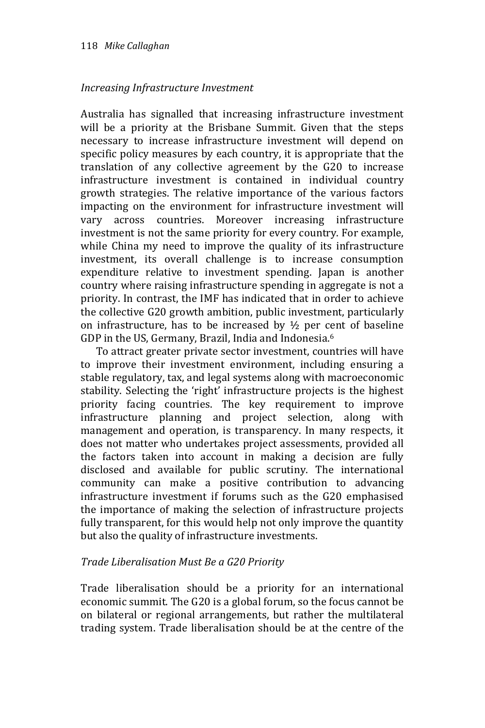*Increasing Infrastructure Investment*

Australia has signalled that increasing infrastructure investment will be a priority at the Brisbane Summit. Given that the steps necessary to increase infrastructure investment will depend on specific policy measures by each country, it is appropriate that the translation of any collective agreement by the G20 to increase infrastructure investment is contained in individual country growth strategies. The relative importance of the various factors impacting on the environment for infrastructure investment will vary across countries. Moreover increasing infrastructure investment is not the same priority for every country. For example, while China my need to improve the quality of its infrastructure investment, its overall challenge is to increase consumption expenditure relative to investment spending. Japan is another country where raising infrastructure spending in aggregate is not a priority. In contrast, the IMF has indicated that in order to achieve the collective G20 growth ambition, public investment, particularly on infrastructure, has to be increased by ½ per cent of baseline GDP in the US, Germany, Brazil, India and Indonesia.[6]

To attract greater private sector investment, countries will have to improve their investment environment, including ensuring a stable regulatory, tax, and legal systems along with macroeconomic stability. Selecting the 'right' infrastructure projects is the highest priority facing countries. The key requirement to improve infrastructure planning and project selection, along with management and operation, is transparency. In many respects, it does not matter who undertakes project assessments, provided all the factors taken into account in making a decision are fully disclosed and available for public scrutiny. The international community can make a positive contribution to advancing infrastructure investment if forums such as the G20 emphasised the importance of making the selection of infrastructure projects fully transparent, for this would help not only improve the quantity but also the quality of infrastructure investments.

*Trade Liberalisation Must Be a G20 Priority*

Trade liberalisation should be a priority for an international economic summit. The G20 is a global forum, so the focus cannot be on bilateral or regional arrangements, but rather the multilateral trading system. Trade liberalisation should be at the centre of the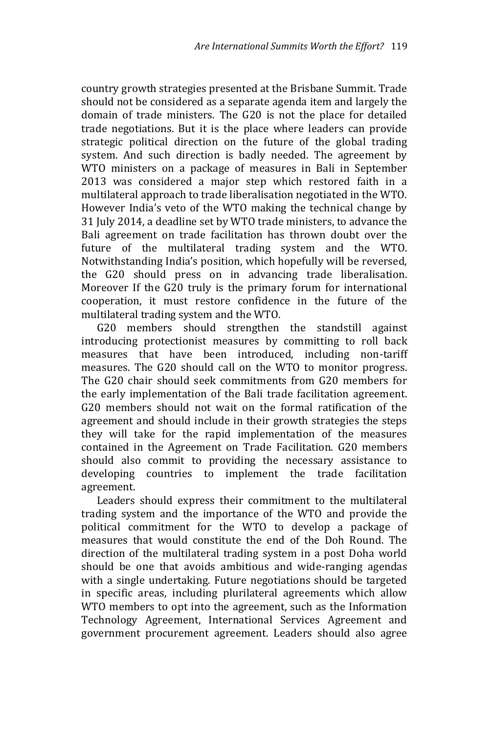country growth strategies presented at the Brisbane Summit. Trade should not be considered as a separate agenda item and largely the domain of trade ministers. The G20 is not the place for detailed trade negotiations. But it is the place where leaders can provide strategic political direction on the future of the global trading system. And such direction is badly needed. The agreement by WTO ministers on a package of measures in Bali in September 2013 was considered a major step which restored faith in a multilateral approach to trade liberalisation negotiated in the WTO. However India's veto of the WTO making the technical change by 31 July 2014, a deadline set by WTO trade ministers, to advance the Bali agreement on trade facilitation has thrown doubt over the future of the multilateral trading system and the WTO. Notwithstanding India's position, which hopefully will be reversed, the G20 should press on in advancing trade liberalisation. Moreover If the G20 truly is the primary forum for international cooperation, it must restore confidence in the future of the multilateral trading system and the WTO.

G20 members should strengthen the standstill against introducing protectionist measures by committing to roll back measures that have been introduced, including non-tariff measures. The G20 should call on the WTO to monitor progress. The G20 chair should seek commitments from G20 members for the early implementation of the Bali trade facilitation agreement. G20 members should not wait on the formal ratification of the agreement and should include in their growth strategies the steps they will take for the rapid implementation of the measures contained in the Agreement on Trade Facilitation. G20 members should also commit to providing the necessary assistance to developing countries to implement the trade facilitation agreement.

Leaders should express their commitment to the multilateral trading system and the importance of the WTO and provide the political commitment for the WTO to develop a package of measures that would constitute the end of the Doh Round. The direction of the multilateral trading system in a post Doha world should be one that avoids ambitious and wide-ranging agendas with a single undertaking. Future negotiations should be targeted in specific areas, including plurilateral agreements which allow WTO members to opt into the agreement, such as the Information Technology Agreement, International Services Agreement and government procurement agreement. Leaders should also agree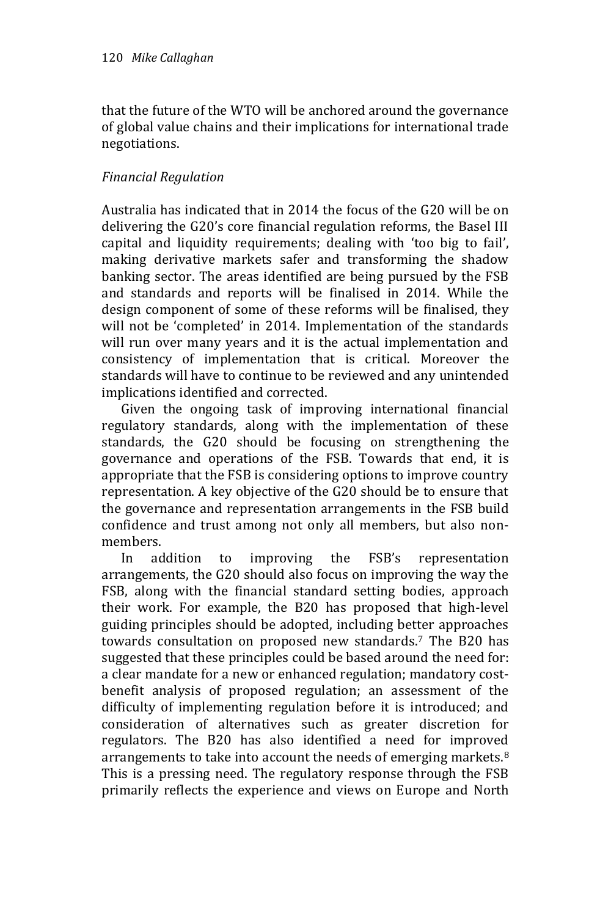that the future of the WTO will be anchored around the governance of global value chains and their implications for international trade negotiations.

*Financial Regulation*

Australia has indicated that in 2014 the focus of the G20 will be on delivering the G20's core financial regulation reforms, the Basel III capital and liquidity requirements; dealing with 'too big to fail', making derivative markets safer and transforming the shadow banking sector. The areas identified are being pursued by the FSB and standards and reports will be finalised in 2014. While the design component of some of these reforms will be finalised, they will not be 'completed' in 2014. Implementation of the standards will run over many years and it is the actual implementation and consistency of implementation that is critical. Moreover the standards will have to continue to be reviewed and any unintended implications identified and corrected.

Given the ongoing task of improving international financial regulatory standards, along with the implementation of these standards, the G20 should be focusing on strengthening the governance and operations of the FSB. Towards that end, it is appropriate that the FSB is considering options to improve country representation. A key objective of the G20 should be to ensure that the governance and representation arrangements in the FSB build confidence and trust among not only all members, but also non-members.

In addition to improving the FSB's representation arrangements, the G20 should also focus on improving the way the FSB, along with the financial standard setting bodies, approach their work. For example, the B20 has proposed that high-level guiding principles should be adopted, including better approaches towards consultation on proposed new standards.[7] The B20 has suggested that these principles could be based around the need for: a clear mandate for a new or enhanced regulation; mandatory cost-benefit analysis of proposed regulation; an assessment of the difficulty of implementing regulation before it is introduced; and consideration of alternatives such as greater discretion for regulators. The B20 has also identified a need for improved arrangements to take into account the needs of emerging markets.[8] This is a pressing need. The regulatory response through the FSB primarily reflects the experience and views on Europe and North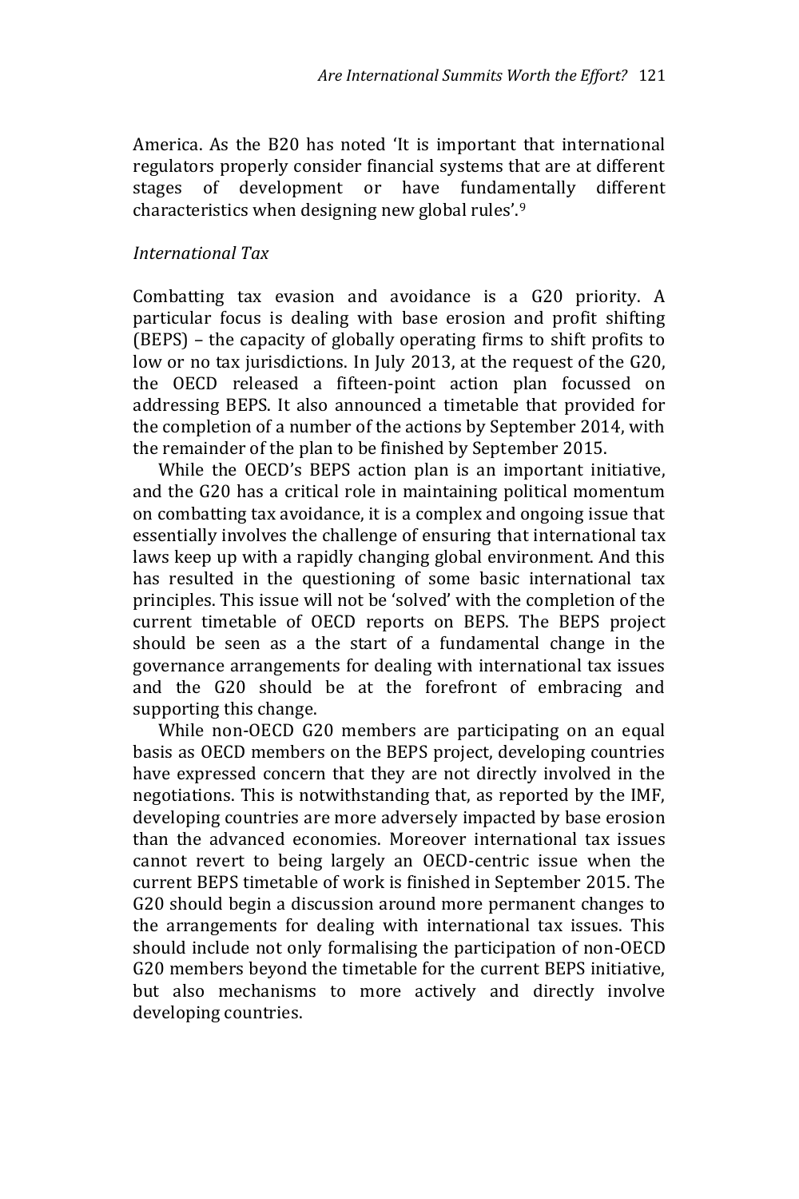America. As the B20 has noted 'It is important that international regulators properly consider financial systems that are at different stages of development or have fundamentally different characteristics when designing new global rules'.[9]

*International Tax*

Combatting tax evasion and avoidance is a G20 priority. A particular focus is dealing with base erosion and profit shifting (BEPS) – the capacity of globally operating firms to shift profits to low or no tax jurisdictions. In July 2013, at the request of the G20, the OECD released a fifteen-point action plan focussed on addressing BEPS. It also announced a timetable that provided for the completion of a number of the actions by September 2014, with the remainder of the plan to be finished by September 2015.

While the OECD's BEPS action plan is an important initiative, and the G20 has a critical role in maintaining political momentum on combatting tax avoidance, it is a complex and ongoing issue that essentially involves the challenge of ensuring that international tax laws keep up with a rapidly changing global environment. And this has resulted in the questioning of some basic international tax principles. This issue will not be 'solved' with the completion of the current timetable of OECD reports on BEPS. The BEPS project should be seen as a the start of a fundamental change in the governance arrangements for dealing with international tax issues and the G20 should be at the forefront of embracing and supporting this change.

While non-OECD G20 members are participating on an equal basis as OECD members on the BEPS project, developing countries have expressed concern that they are not directly involved in the negotiations. This is notwithstanding that, as reported by the IMF, developing countries are more adversely impacted by base erosion than the advanced economies. Moreover international tax issues cannot revert to being largely an OECD-centric issue when the current BEPS timetable of work is finished in September 2015. The G20 should begin a discussion around more permanent changes to the arrangements for dealing with international tax issues. This should include not only formalising the participation of non-OECD G20 members beyond the timetable for the current BEPS initiative, but also mechanisms to more actively and directly involve developing countries.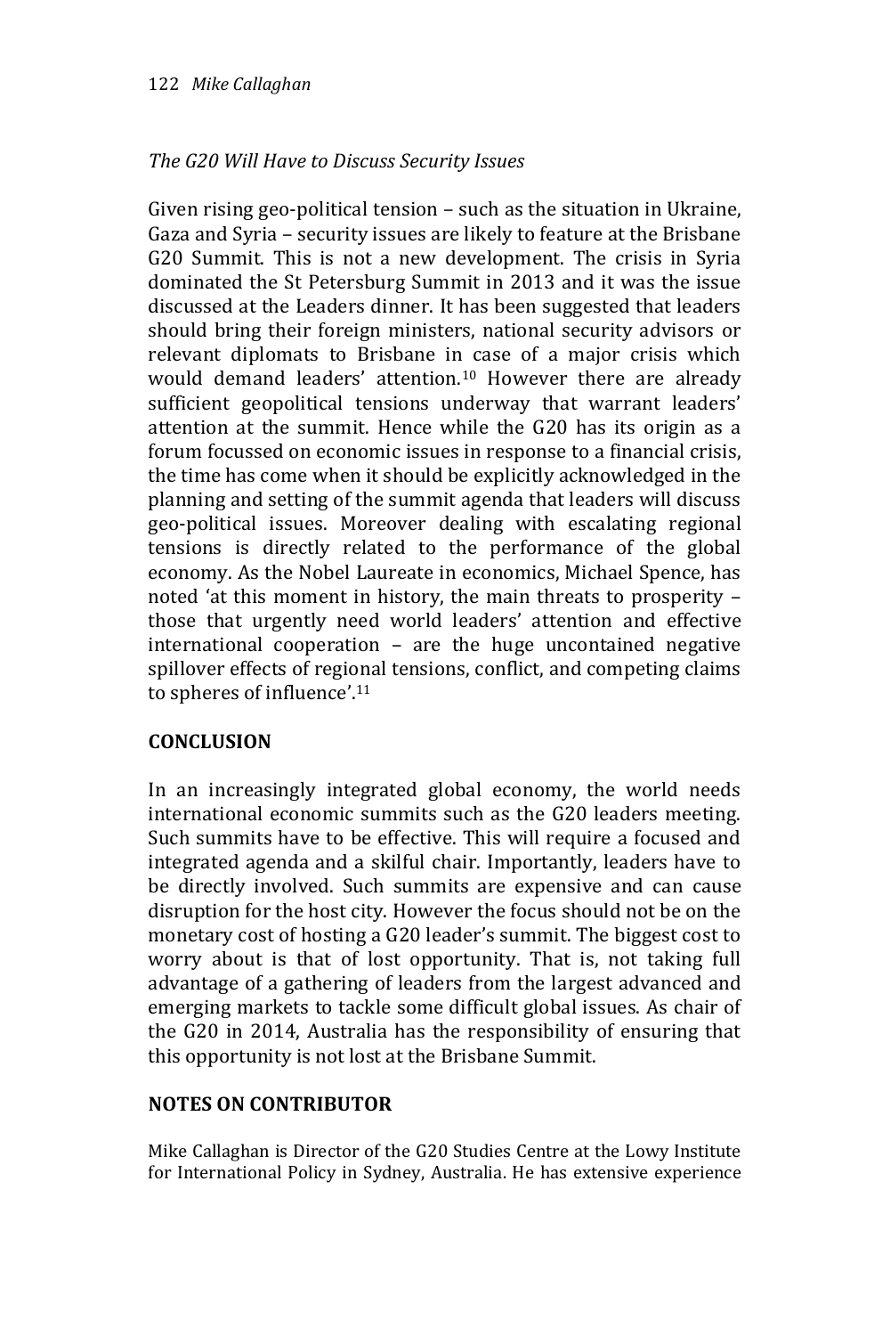*The G20 Will Have to Discuss Security Issues*

Given rising geo-political tension – such as the situation in Ukraine, Gaza and Syria – security issues are likely to feature at the Brisbane G20 Summit. This is not a new development. The crisis in Syria dominated the St Petersburg Summit in 2013 and it was the issue discussed at the Leaders dinner. It has been suggested that leaders should bring their foreign ministers, national security advisors or relevant diplomats to Brisbane in case of a major crisis which would demand leaders' attention.[10] However there are already sufficient geopolitical tensions underway that warrant leaders' attention at the summit. Hence while the G20 has its origin as a forum focussed on economic issues in response to a financial crisis, the time has come when it should be explicitly acknowledged in the planning and setting of the summit agenda that leaders will discuss geo-political issues. Moreover dealing with escalating regional tensions is directly related to the performance of the global economy. As the Nobel Laureate in economics, Michael Spence, has noted 'at this moment in history, the main threats to prosperity – those that urgently need world leaders' attention and effective international cooperation – are the huge uncontained negative spillover effects of regional tensions, conflict, and competing claims to spheres of influence'.[11]

## CONCLUSION

In an increasingly integrated global economy, the world needs international economic summits such as the G20 leaders meeting. Such summits have to be effective. This will require a focused and integrated agenda and a skilful chair. Importantly, leaders have to be directly involved. Such summits are expensive and can cause disruption for the host city. However the focus should not be on the monetary cost of hosting a G20 leader's summit. The biggest cost to worry about is that of lost opportunity. That is, not taking full advantage of a gathering of leaders from the largest advanced and emerging markets to tackle some difficult global issues. As chair of the G20 in 2014, Australia has the responsibility of ensuring that this opportunity is not lost at the Brisbane Summit.

## NOTES ON CONTRIBUTOR

Mike Callaghan is Director of the G20 Studies Centre at the Lowy Institute for International Policy in Sydney, Australia. He has extensive experience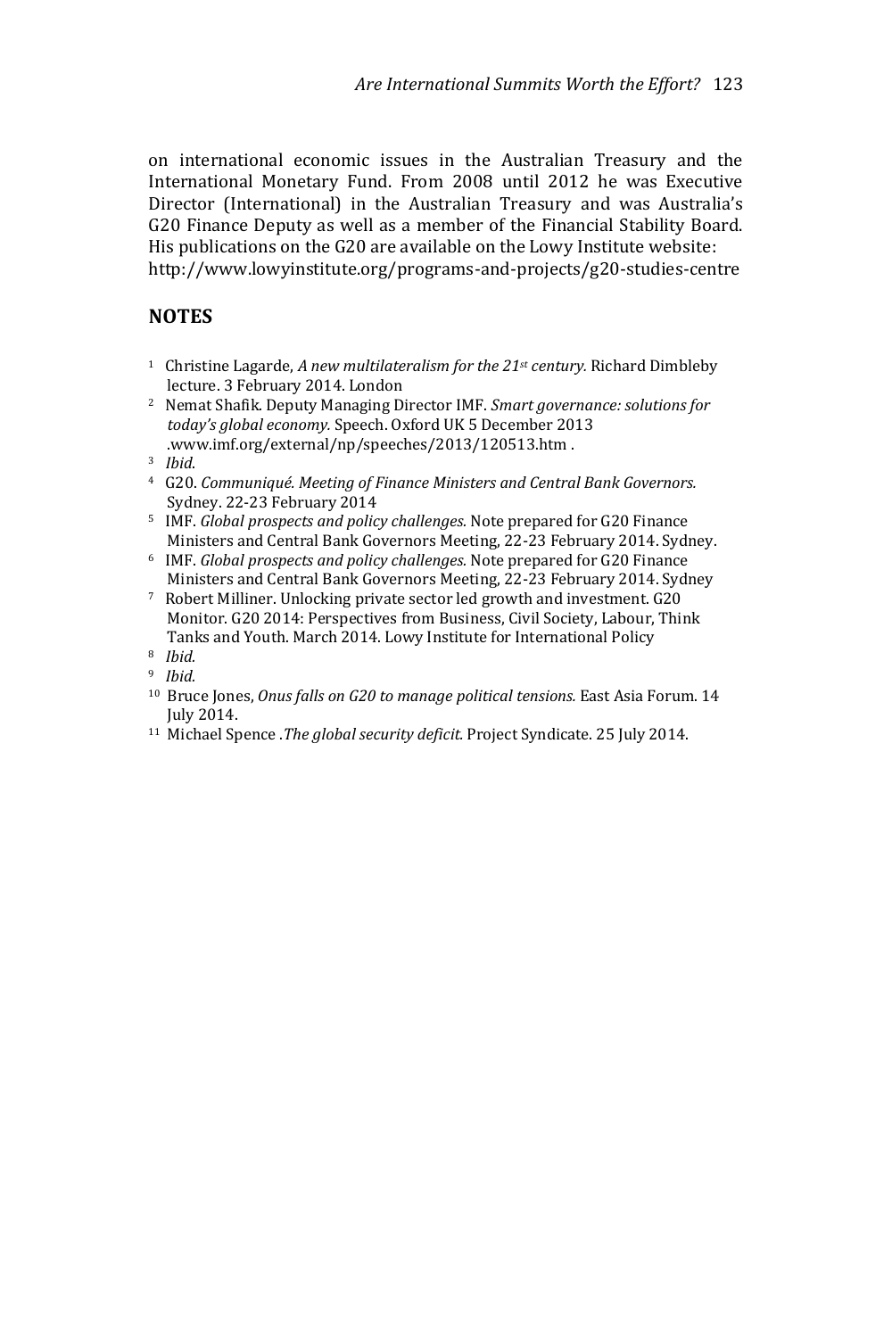on international economic issues in the Australian Treasury and the International Monetary Fund. From 2008 until 2012 he was Executive Director (International) in the Australian Treasury and was Australia's G20 Finance Deputy as well as a member of the Financial Stability Board. His publications on the G20 are available on the Lowy Institute website:
http://www.lowyinstitute.org/programs-and-projects/g20-studies-centre

## NOTES

1. Christine Lagarde, *A new multilateralism for the 21st century.* Richard Dimbleby lecture. 3 February 2014. London
2. Nemat Shafik. Deputy Managing Director IMF. *Smart governance: solutions for today's global economy.* Speech. Oxford UK 5 December 2013 .www.imf.org/external/np/speeches/2013/120513.htm .
3. *Ibid*.
4. G20. *Communiqué. Meeting of Finance Ministers and Central Bank Governors.* Sydney. 22-23 February 2014
5. IMF. *Global prospects and policy challenges.* Note prepared for G20 Finance Ministers and Central Bank Governors Meeting, 22-23 February 2014. Sydney.
6. IMF. *Global prospects and policy challenges.* Note prepared for G20 Finance Ministers and Central Bank Governors Meeting, 22-23 February 2014. Sydney
7. Robert Milliner. Unlocking private sector led growth and investment. G20 Monitor. G20 2014: Perspectives from Business, Civil Society, Labour, Think Tanks and Youth. March 2014. Lowy Institute for International Policy
8. *Ibid.*
9. *Ibid.*
10. Bruce Jones, *Onus falls on G20 to manage political tensions.* East Asia Forum. 14 July 2014.
11. Michael Spence .*The global security deficit.* Project Syndicate. 25 July 2014.